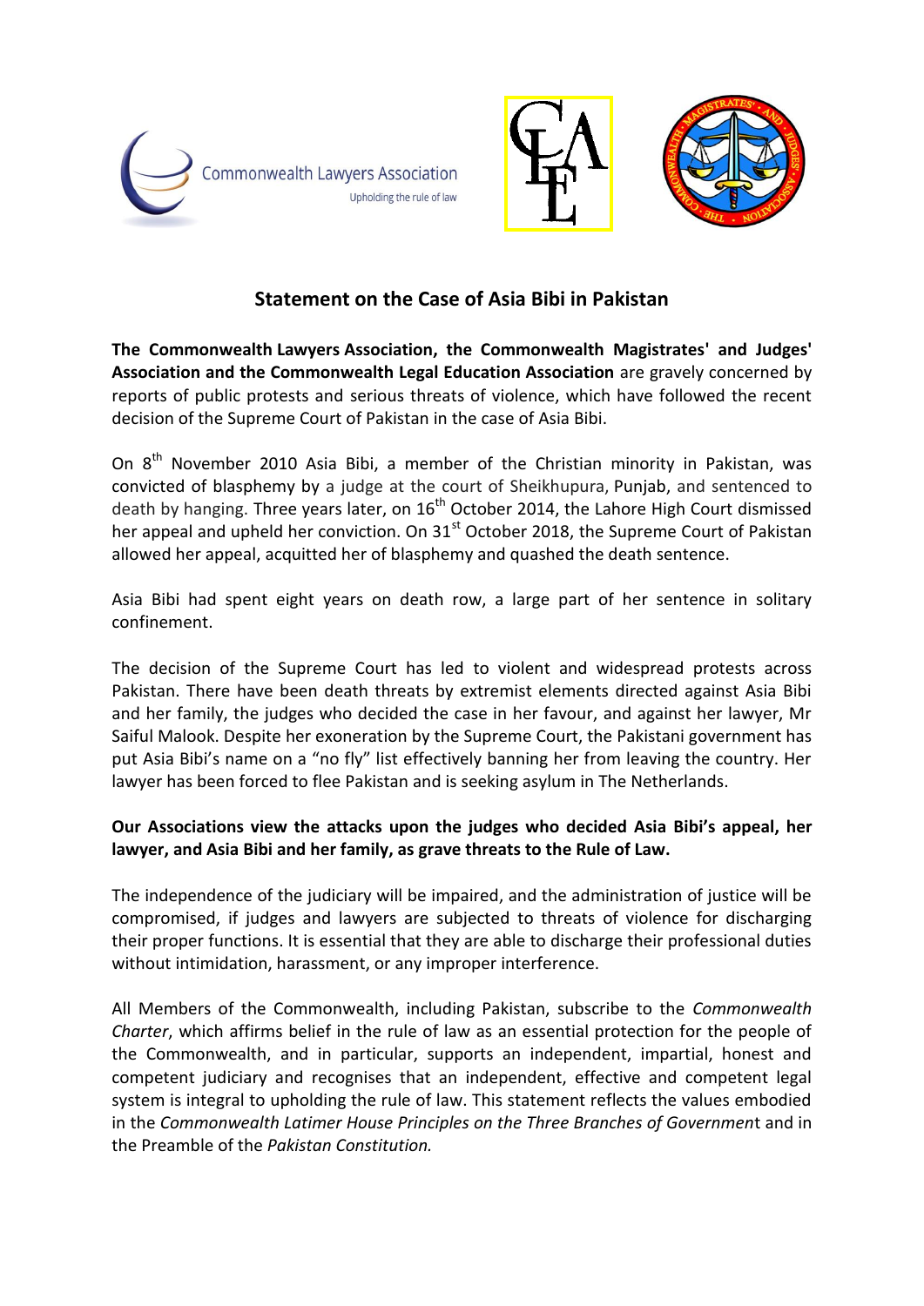Commonwealth Lawyers Association
Upholding the rule of law

# Statement on the Case of Asia Bibi in Pakistan

**The Commonwealth Lawyers Association, the Commonwealth Magistrates' and Judges' Association and the Commonwealth Legal Education Association** are gravely concerned by reports of public protests and serious threats of violence, which have followed the recent decision of the Supreme Court of Pakistan in the case of Asia Bibi.

On 8th November 2010 Asia Bibi, a member of the Christian minority in Pakistan, was convicted of blasphemy by a judge at the court of Sheikhupura, Punjab, and sentenced to death by hanging. Three years later, on 16th October 2014, the Lahore High Court dismissed her appeal and upheld her conviction. On 31st October 2018, the Supreme Court of Pakistan allowed her appeal, acquitted her of blasphemy and quashed the death sentence.

Asia Bibi had spent eight years on death row, a large part of her sentence in solitary confinement.

The decision of the Supreme Court has led to violent and widespread protests across Pakistan. There have been death threats by extremist elements directed against Asia Bibi and her family, the judges who decided the case in her favour, and against her lawyer, Mr Saiful Malook. Despite her exoneration by the Supreme Court, the Pakistani government has put Asia Bibi's name on a "no fly" list effectively banning her from leaving the country. Her lawyer has been forced to flee Pakistan and is seeking asylum in The Netherlands.

**Our Associations view the attacks upon the judges who decided Asia Bibi's appeal, her lawyer, and Asia Bibi and her family, as grave threats to the Rule of Law.**

The independence of the judiciary will be impaired, and the administration of justice will be compromised, if judges and lawyers are subjected to threats of violence for discharging their proper functions. It is essential that they are able to discharge their professional duties without intimidation, harassment, or any improper interference.

All Members of the Commonwealth, including Pakistan, subscribe to the *Commonwealth Charter*, which affirms belief in the rule of law as an essential protection for the people of the Commonwealth, and in particular, supports an independent, impartial, honest and competent judiciary and recognises that an independent, effective and competent legal system is integral to upholding the rule of law. This statement reflects the values embodied in the *Commonwealth Latimer House Principles on the Three Branches of Government* and in the Preamble of the *Pakistan Constitution.*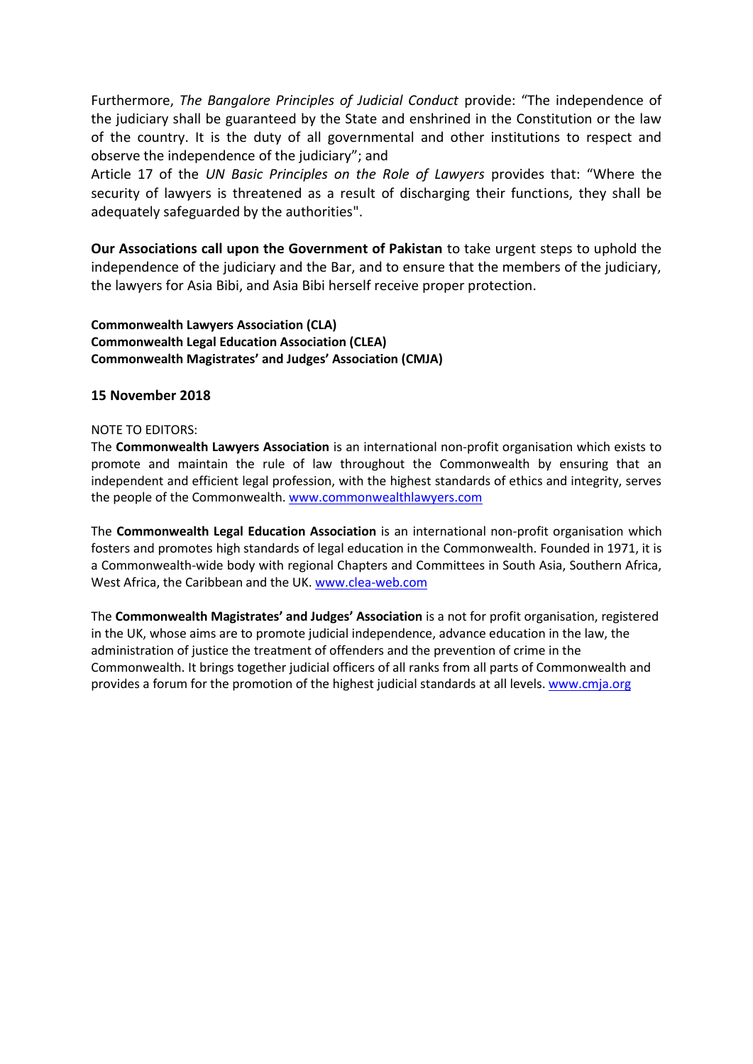Furthermore, *The Bangalore Principles of Judicial Conduct* provide: "The independence of the judiciary shall be guaranteed by the State and enshrined in the Constitution or the law of the country. It is the duty of all governmental and other institutions to respect and observe the independence of the judiciary"; and

Article 17 of the *UN Basic Principles on the Role of Lawyers* provides that: "Where the security of lawyers is threatened as a result of discharging their functions, they shall be adequately safeguarded by the authorities".

**Our Associations call upon the Government of Pakistan** to take urgent steps to uphold the independence of the judiciary and the Bar, and to ensure that the members of the judiciary, the lawyers for Asia Bibi, and Asia Bibi herself receive proper protection.

**Commonwealth Lawyers Association (CLA)**
**Commonwealth Legal Education Association (CLEA)**
**Commonwealth Magistrates' and Judges' Association (CMJA)**

**15 November 2018**

NOTE TO EDITORS:

The **Commonwealth Lawyers Association** is an international non-profit organisation which exists to promote and maintain the rule of law throughout the Commonwealth by ensuring that an independent and efficient legal profession, with the highest standards of ethics and integrity, serves the people of the Commonwealth. www.commonwealthlawyers.com

The **Commonwealth Legal Education Association** is an international non-profit organisation which fosters and promotes high standards of legal education in the Commonwealth. Founded in 1971, it is a Commonwealth-wide body with regional Chapters and Committees in South Asia, Southern Africa, West Africa, the Caribbean and the UK. www.clea-web.com

The **Commonwealth Magistrates' and Judges' Association** is a not for profit organisation, registered in the UK, whose aims are to promote judicial independence, advance education in the law, the administration of justice the treatment of offenders and the prevention of crime in the Commonwealth. It brings together judicial officers of all ranks from all parts of Commonwealth and provides a forum for the promotion of the highest judicial standards at all levels. www.cmja.org